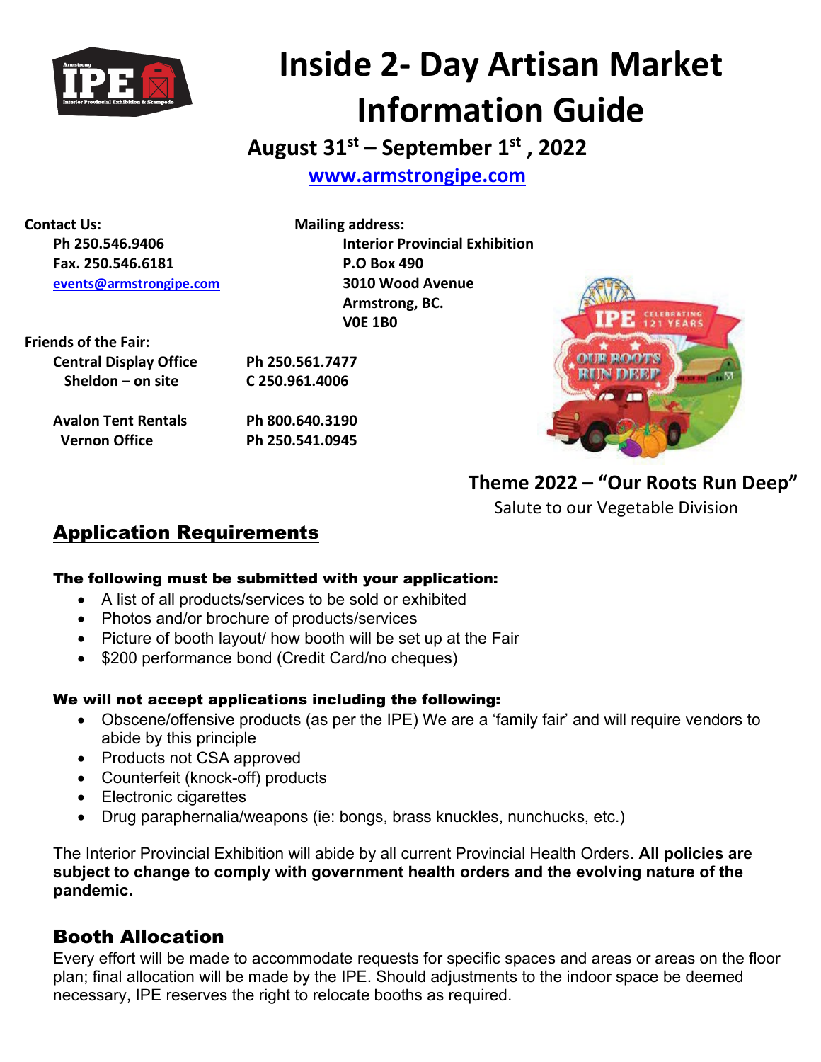# Inside 2- Day Artisan Market Information Guide

**August 31st – September 1st , 2022**

**www.armstrongipe.com**

**Contact Us:**
**Ph 250.546.9406**
**Fax. 250.546.6181**
**events@armstrongipe.com**

**Mailing address:**
**Interior Provincial Exhibition**
**P.O Box 490**
**3010 Wood Avenue**
**Armstrong, BC.**
**V0E 1B0**

**Friends of the Fair:**

| | |
|---|---|
| **Central Display Office** | **Ph 250.561.7477** |
| **Sheldon – on site** | **C 250.961.4006** |
| **Avalon Tent Rentals** | **Ph 800.640.3190** |
| **Vernon Office** | **Ph 250.541.0945** |

**Theme 2022 – "Our Roots Run Deep"**
Salute to our Vegetable Division

## Application Requirements

**The following must be submitted with your application:**

- A list of all products/services to be sold or exhibited
- Photos and/or brochure of products/services
- Picture of booth layout/ how booth will be set up at the Fair
- $200 performance bond (Credit Card/no cheques)

**We will not accept applications including the following:**

- Obscene/offensive products (as per the IPE) We are a 'family fair' and will require vendors to abide by this principle
- Products not CSA approved
- Counterfeit (knock-off) products
- Electronic cigarettes
- Drug paraphernalia/weapons (ie: bongs, brass knuckles, nunchucks, etc.)

The Interior Provincial Exhibition will abide by all current Provincial Health Orders. **All policies are subject to change to comply with government health orders and the evolving nature of the pandemic.**

## Booth Allocation

Every effort will be made to accommodate requests for specific spaces and areas or areas on the floor plan; final allocation will be made by the IPE. Should adjustments to the indoor space be deemed necessary, IPE reserves the right to relocate booths as required.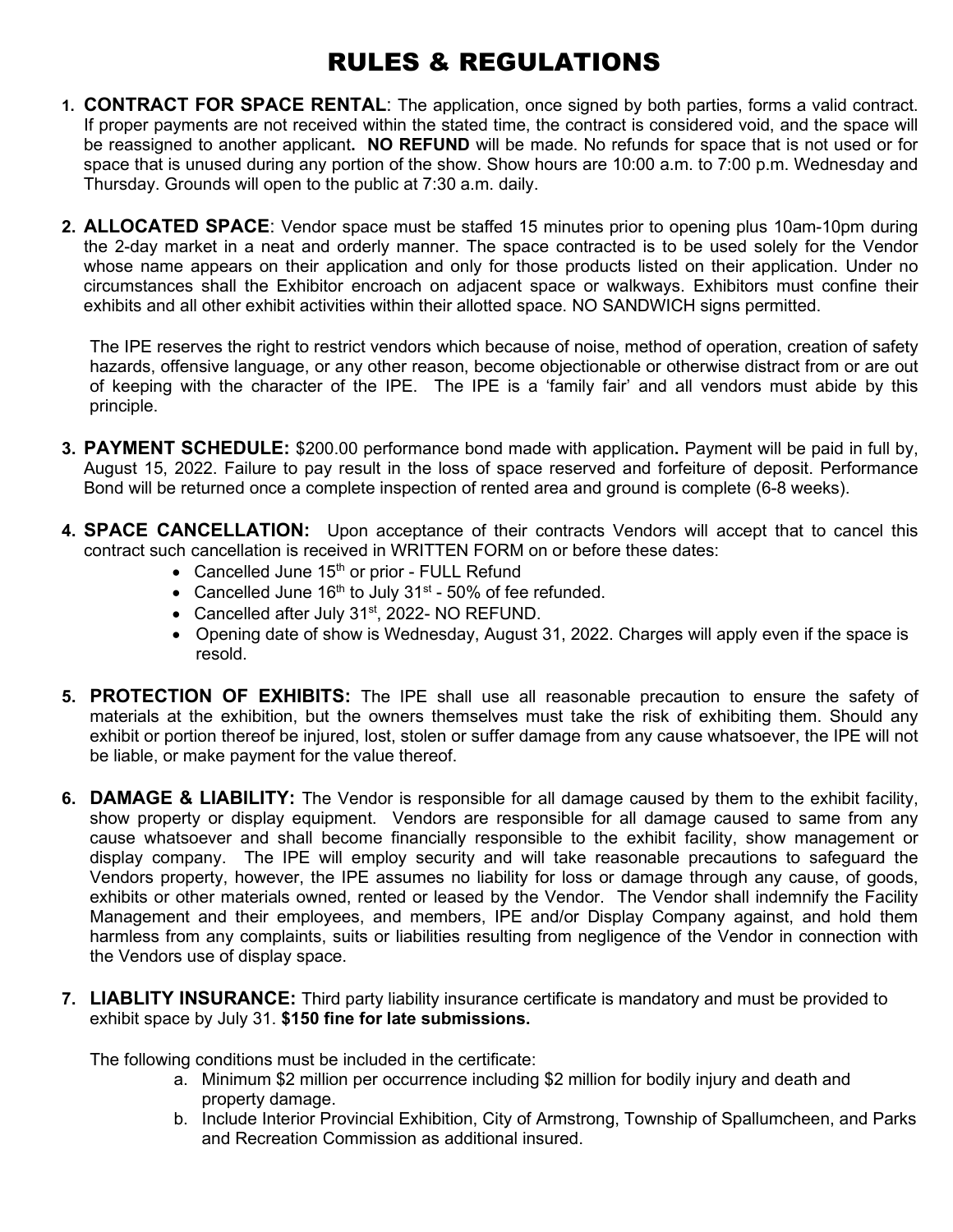# RULES & REGULATIONS

1. **CONTRACT FOR SPACE RENTAL**: The application, once signed by both parties, forms a valid contract. If proper payments are not received within the stated time, the contract is considered void, and the space will be reassigned to another applicant**. NO REFUND** will be made. No refunds for space that is not used or for space that is unused during any portion of the show. Show hours are 10:00 a.m. to 7:00 p.m. Wednesday and Thursday. Grounds will open to the public at 7:30 a.m. daily.

2. **ALLOCATED SPACE**: Vendor space must be staffed 15 minutes prior to opening plus 10am-10pm during the 2-day market in a neat and orderly manner. The space contracted is to be used solely for the Vendor whose name appears on their application and only for those products listed on their application. Under no circumstances shall the Exhibitor encroach on adjacent space or walkways. Exhibitors must confine their exhibits and all other exhibit activities within their allotted space. NO SANDWICH signs permitted.

   The IPE reserves the right to restrict vendors which because of noise, method of operation, creation of safety hazards, offensive language, or any other reason, become objectionable or otherwise distract from or are out of keeping with the character of the IPE. The IPE is a 'family fair' and all vendors must abide by this principle.

3. **PAYMENT SCHEDULE:** $200.00 performance bond made with application**.** Payment will be paid in full by, August 15, 2022. Failure to pay result in the loss of space reserved and forfeiture of deposit. Performance Bond will be returned once a complete inspection of rented area and ground is complete (6-8 weeks).

4. **SPACE CANCELLATION:** Upon acceptance of their contracts Vendors will accept that to cancel this contract such cancellation is received in WRITTEN FORM on or before these dates:
   - Cancelled June 15th or prior - FULL Refund
   - Cancelled June 16th to July 31st - 50% of fee refunded.
   - Cancelled after July 31st, 2022- NO REFUND.
   - Opening date of show is Wednesday, August 31, 2022. Charges will apply even if the space is resold.

5. **PROTECTION OF EXHIBITS:** The IPE shall use all reasonable precaution to ensure the safety of materials at the exhibition, but the owners themselves must take the risk of exhibiting them. Should any exhibit or portion thereof be injured, lost, stolen or suffer damage from any cause whatsoever, the IPE will not be liable, or make payment for the value thereof.

6. **DAMAGE & LIABILITY:** The Vendor is responsible for all damage caused by them to the exhibit facility, show property or display equipment. Vendors are responsible for all damage caused to same from any cause whatsoever and shall become financially responsible to the exhibit facility, show management or display company. The IPE will employ security and will take reasonable precautions to safeguard the Vendors property, however, the IPE assumes no liability for loss or damage through any cause, of goods, exhibits or other materials owned, rented or leased by the Vendor. The Vendor shall indemnify the Facility Management and their employees, and members, IPE and/or Display Company against, and hold them harmless from any complaints, suits or liabilities resulting from negligence of the Vendor in connection with the Vendors use of display space.

7. **LIABLITY INSURANCE:** Third party liability insurance certificate is mandatory and must be provided to exhibit space by July 31. **$150 fine for late submissions.**

   The following conditions must be included in the certificate:

   a. Minimum $2 million per occurrence including $2 million for bodily injury and death and property damage.
   b. Include Interior Provincial Exhibition, City of Armstrong, Township of Spallumcheen, and Parks and Recreation Commission as additional insured.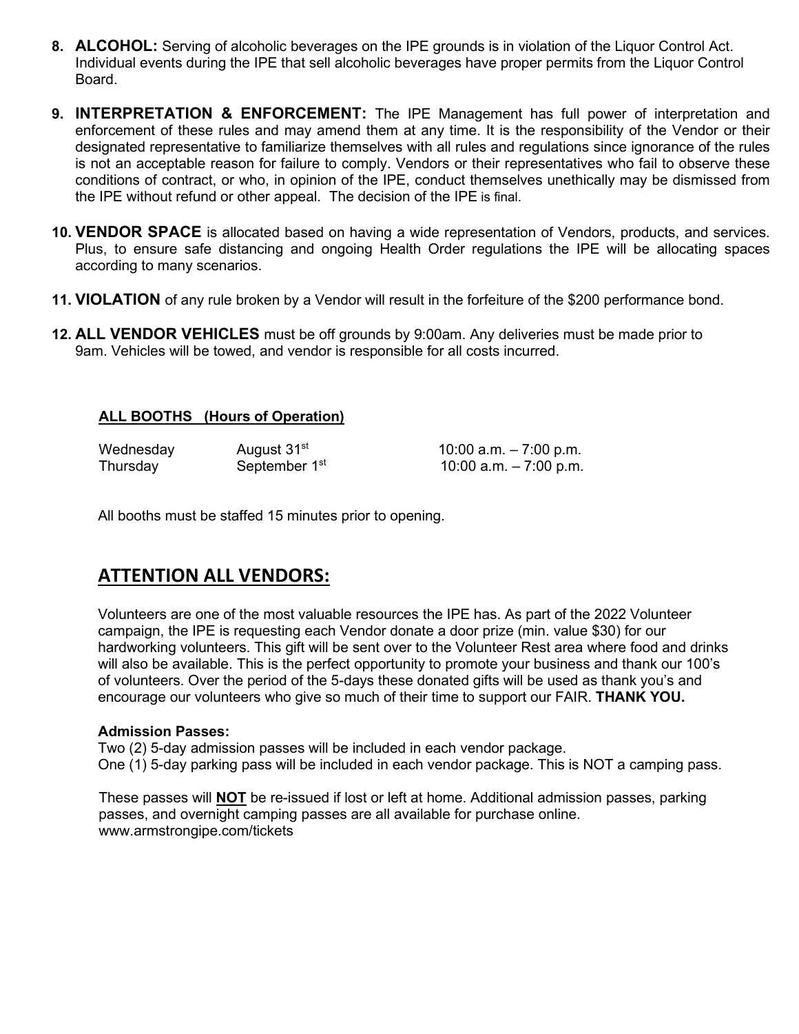8. **ALCOHOL:** Serving of alcoholic beverages on the IPE grounds is in violation of the Liquor Control Act. Individual events during the IPE that sell alcoholic beverages have proper permits from the Liquor Control Board.

9. **INTERPRETATION & ENFORCEMENT:** The IPE Management has full power of interpretation and enforcement of these rules and may amend them at any time. It is the responsibility of the Vendor or their designated representative to familiarize themselves with all rules and regulations since ignorance of the rules is not an acceptable reason for failure to comply. Vendors or their representatives who fail to observe these conditions of contract, or who, in opinion of the IPE, conduct themselves unethically may be dismissed from the IPE without refund or other appeal. The decision of the IPE is final.

10. **VENDOR SPACE** is allocated based on having a wide representation of Vendors, products, and services. Plus, to ensure safe distancing and ongoing Health Order regulations the IPE will be allocating spaces according to many scenarios.

11. **VIOLATION** of any rule broken by a Vendor will result in the forfeiture of the $200 performance bond.

12. **ALL VENDOR VEHICLES** must be off grounds by 9:00am. Any deliveries must be made prior to 9am. Vehicles will be towed, and vendor is responsible for all costs incurred.

**ALL BOOTHS (Hours of Operation)**

| | | |
|---|---|---|
| Wednesday | August 31st | 10:00 a.m. – 7:00 p.m. |
| Thursday | September 1st | 10:00 a.m. – 7:00 p.m. |

All booths must be staffed 15 minutes prior to opening.

## ATTENTION ALL VENDORS:

Volunteers are one of the most valuable resources the IPE has. As part of the 2022 Volunteer campaign, the IPE is requesting each Vendor donate a door prize (min. value $30) for our hardworking volunteers. This gift will be sent over to the Volunteer Rest area where food and drinks will also be available. This is the perfect opportunity to promote your business and thank our 100's of volunteers. Over the period of the 5-days these donated gifts will be used as thank you's and encourage our volunteers who give so much of their time to support our FAIR. **THANK YOU.**

**Admission Passes:**

Two (2) 5-day admission passes will be included in each vendor package.
One (1) 5-day parking pass will be included in each vendor package. This is NOT a camping pass.

These passes will **NOT** be re-issued if lost or left at home. Additional admission passes, parking passes, and overnight camping passes are all available for purchase online.
www.armstrongipe.com/tickets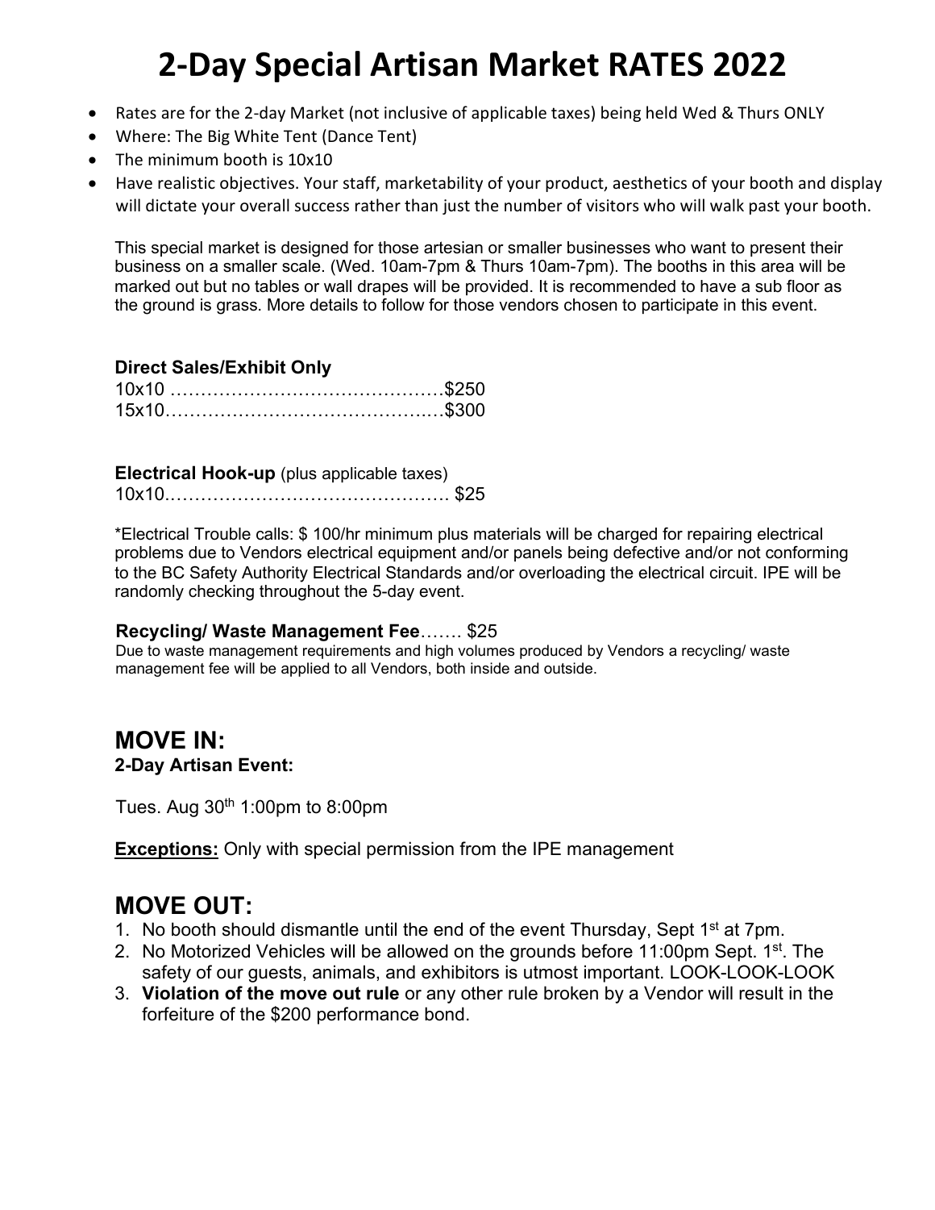# 2-Day Special Artisan Market RATES 2022

- Rates are for the 2-day Market (not inclusive of applicable taxes) being held Wed & Thurs ONLY
- Where: The Big White Tent (Dance Tent)
- The minimum booth is 10x10
- Have realistic objectives. Your staff, marketability of your product, aesthetics of your booth and display will dictate your overall success rather than just the number of visitors who will walk past your booth.

This special market is designed for those artesian or smaller businesses who want to present their business on a smaller scale. (Wed. 10am-7pm & Thurs 10am-7pm). The booths in this area will be marked out but no tables or wall drapes will be provided. It is recommended to have a sub floor as the ground is grass. More details to follow for those vendors chosen to participate in this event.

**Direct Sales/Exhibit Only**

10x10 ……………………………………$250
15x10……………………………………$300

**Electrical Hook-up** (plus applicable taxes)

10x10………………………………………. $25

*Electrical Trouble calls: $ 100/hr minimum plus materials will be charged for repairing electrical problems due to Vendors electrical equipment and/or panels being defective and/or not conforming to the BC Safety Authority Electrical Standards and/or overloading the electrical circuit. IPE will be randomly checking throughout the 5-day event.

**Recycling/ Waste Management Fee**……. $25

Due to waste management requirements and high volumes produced by Vendors a recycling/ waste management fee will be applied to all Vendors, both inside and outside.

## MOVE IN:

**2-Day Artisan Event:**

Tues. Aug 30th 1:00pm to 8:00pm

**Exceptions:** Only with special permission from the IPE management

## MOVE OUT:

1. No booth should dismantle until the end of the event Thursday, Sept 1st at 7pm.
2. No Motorized Vehicles will be allowed on the grounds before 11:00pm Sept. 1st. The safety of our guests, animals, and exhibitors is utmost important. LOOK-LOOK-LOOK
3. **Violation of the move out rule** or any other rule broken by a Vendor will result in the forfeiture of the $200 performance bond.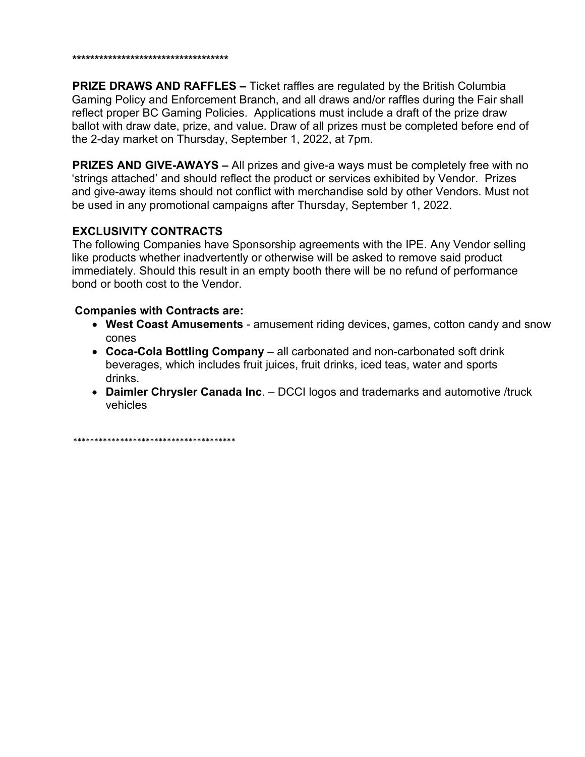************************************

**PRIZE DRAWS AND RAFFLES –** Ticket raffles are regulated by the British Columbia Gaming Policy and Enforcement Branch, and all draws and/or raffles during the Fair shall reflect proper BC Gaming Policies. Applications must include a draft of the prize draw ballot with draw date, prize, and value. Draw of all prizes must be completed before end of the 2-day market on Thursday, September 1, 2022, at 7pm.

**PRIZES AND GIVE-AWAYS –** All prizes and give-a ways must be completely free with no 'strings attached' and should reflect the product or services exhibited by Vendor. Prizes and give-away items should not conflict with merchandise sold by other Vendors. Must not be used in any promotional campaigns after Thursday, September 1, 2022.

**EXCLUSIVITY CONTRACTS**

The following Companies have Sponsorship agreements with the IPE. Any Vendor selling like products whether inadvertently or otherwise will be asked to remove said product immediately. Should this result in an empty booth there will be no refund of performance bond or booth cost to the Vendor.

**Companies with Contracts are:**

- **West Coast Amusements** - amusement riding devices, games, cotton candy and snow cones
- **Coca-Cola Bottling Company** – all carbonated and non-carbonated soft drink beverages, which includes fruit juices, fruit drinks, iced teas, water and sports drinks.
- **Daimler Chrysler Canada Inc**. – DCCI logos and trademarks and automotive /truck vehicles

**************************************